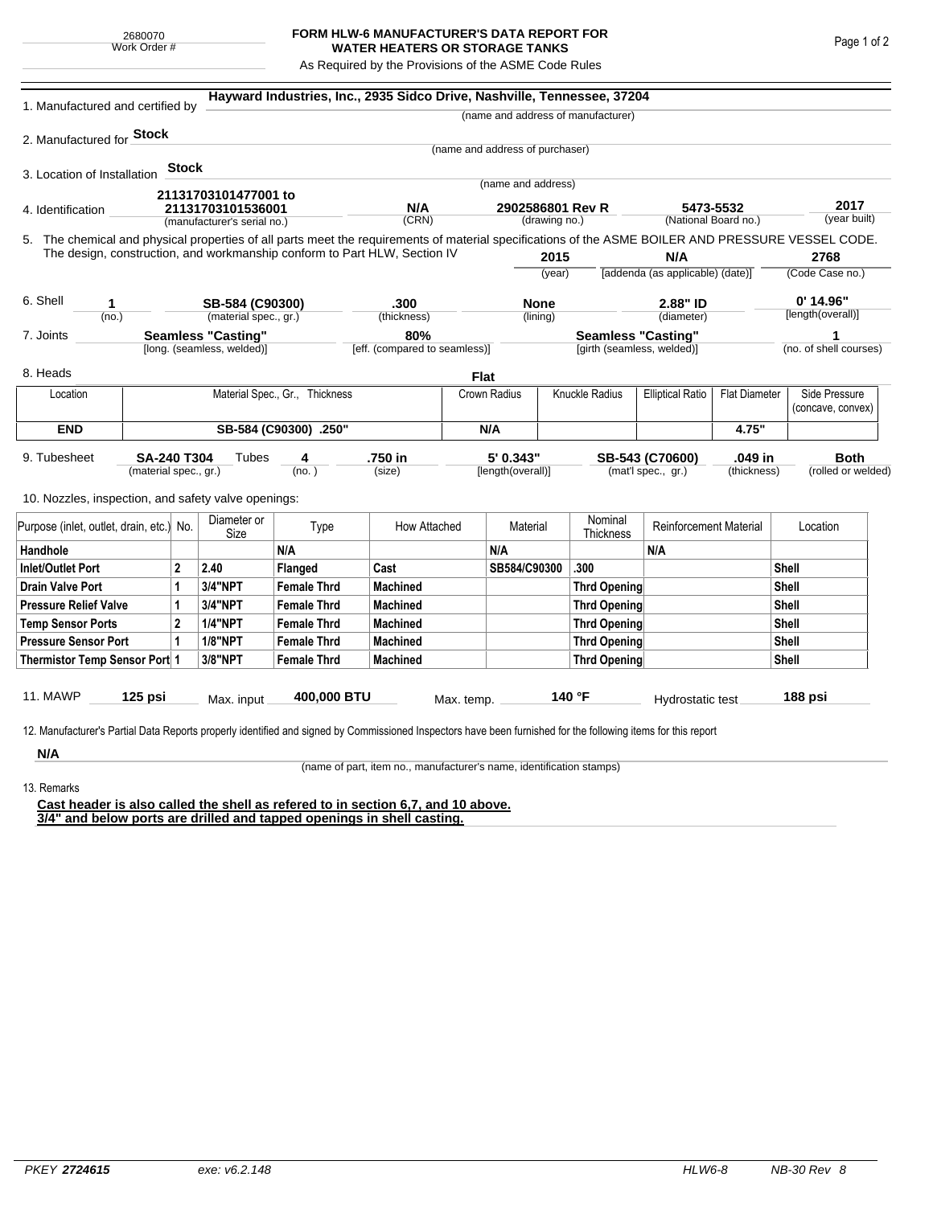2680070
Work Order #

# FORM HLW-6 MANUFACTURER'S DATA REPORT FOR WATER HEATERS OR STORAGE TANKS

As Required by the Provisions of the ASME Code Rules

1. Manufactured and certified by **Hayward Industries, Inc., 2935 Sidco Drive, Nashville, Tennessee, 37204**
(name and address of manufacturer)

2. Manufactured for **Stock**
(name and address of purchaser)

3. Location of Installation **Stock**
(name and address)

4. Identification **21131703101477001 to 21131703101536001** (manufacturer's serial no.) | **N/A** (CRN) | **2902586801 Rev R** (drawing no.) | **5473-5532** (National Board no.) | **2017** (year built)

5. The chemical and physical properties of all parts meet the requirements of material specifications of the ASME BOILER AND PRESSURE VESSEL CODE. The design, construction, and workmanship conform to Part HLW, Section IV **2015** (year) **N/A** [addenda (as applicable) (date)] **2768** (Code Case no.)

6. Shell **1** (no.) | **SB-584 (C90300)** (material spec., gr.) | **.300** (thickness) | **None** (lining) | **2.88" ID** (diameter) | **0' 14.96"** [length(overall)]

7. Joints **Seamless "Casting"** [long. (seamless, welded)] | **80%** [eff. (compared to seamless)] | **Seamless "Casting"** [girth (seamless, welded)] | **1** (no. of shell courses)

8. Heads **Flat**

| Location | Material Spec., Gr., Thickness | Crown Radius | Knuckle Radius | Elliptical Ratio | Flat Diameter | Side Pressure (concave, convex) |
|---|---|---|---|---|---|---|
| **END** | **SB-584 (C90300) .250"** | **N/A** | | | **4.75"** | |

9. Tubesheet **SA-240 T304** (material spec., gr.) Tubes **4** (no.) | **.750 in** (size) | **5' 0.343"** [length(overall)] | **SB-543 (C70600)** (mat'l spec., gr.) | **.049 in** (thickness) | **Both** (rolled or welded)

10. Nozzles, inspection, and safety valve openings:

| Purpose (inlet, outlet, drain, etc.) | No. | Diameter or Size | Type | How Attached | Material | Nominal Thickness | Reinforcement Material | Location |
|---|---|---|---|---|---|---|---|---|
| **Handhole** | | | **N/A** | | **N/A** | | **N/A** | |
| **Inlet/Outlet Port** | **2** | **2.40** | **Flanged** | **Cast** | **SB584/C90300** | **.300** | | **Shell** |
| **Drain Valve Port** | **1** | **3/4"NPT** | **Female Thrd** | **Machined** | | **Thrd Opening** | | **Shell** |
| **Pressure Relief Valve** | **1** | **3/4"NPT** | **Female Thrd** | **Machined** | | **Thrd Opening** | | **Shell** |
| **Temp Sensor Ports** | **2** | **1/4"NPT** | **Female Thrd** | **Machined** | | **Thrd Opening** | | **Shell** |
| **Pressure Sensor Port** | **1** | **1/8"NPT** | **Female Thrd** | **Machined** | | **Thrd Opening** | | **Shell** |
| **Thermistor Temp Sensor Port** | **1** | **3/8"NPT** | **Female Thrd** | **Machined** | | **Thrd Opening** | | **Shell** |

11. MAWP **125 psi** Max. input **400,000 BTU** Max. temp. **140 °F** Hydrostatic test **188 psi**

12. Manufacturer's Partial Data Reports properly identified and signed by Commissioned Inspectors have been furnished for the following items for this report

**N/A**
(name of part, item no., manufacturer's name, identification stamps)

13. Remarks

**Cast header is also called the shell as refered to in section 6,7, and 10 above.**
**3/4" and below ports are drilled and tapped openings in shell casting.**

PKEY **2724615** exe: v6.2.148 HLW6-8 NB-30 Rev 8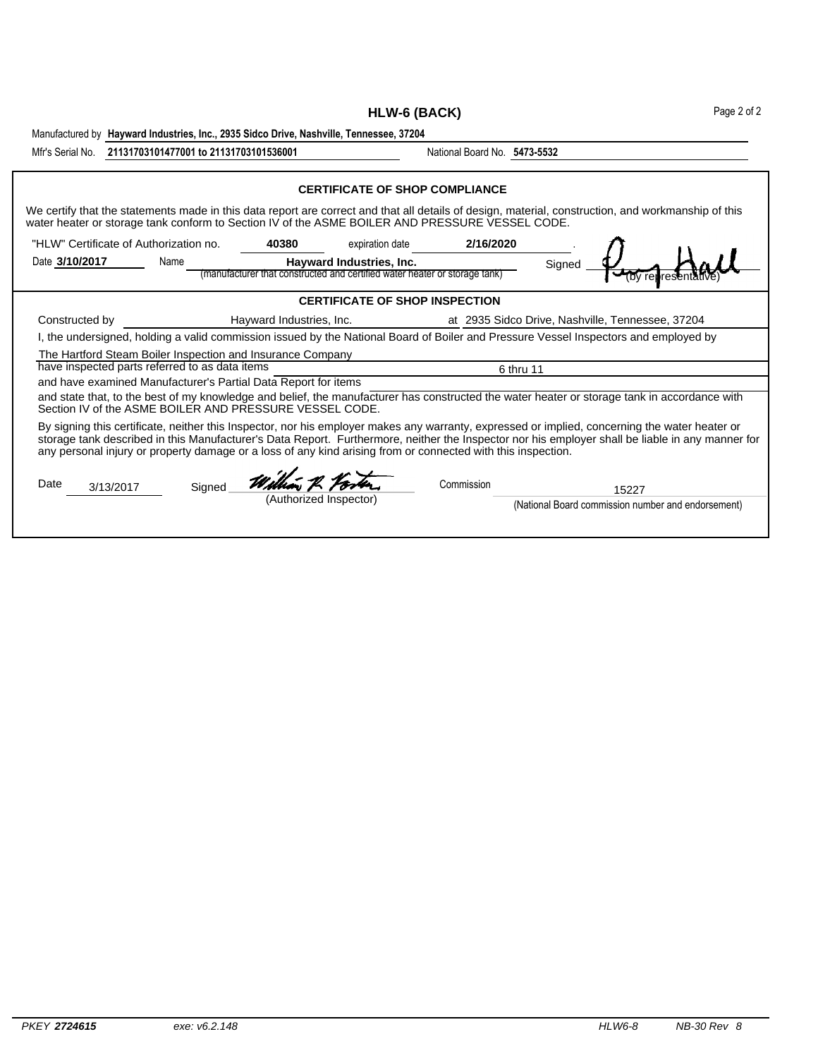# HLW-6 (BACK)

Manufactured by **Hayward Industries, Inc., 2935 Sidco Drive, Nashville, Tennessee, 37204**

Mfr's Serial No. **21131703101477001 to 21131703101536001** National Board No. **5473-5532**

## CERTIFICATE OF SHOP COMPLIANCE

We certify that the statements made in this data report are correct and that all details of design, material, construction, and workmanship of this water heater or storage tank conform to Section IV of the ASME BOILER AND PRESSURE VESSEL CODE.

"HLW" Certificate of Authorization no. **40380** expiration date **2/16/2020** .

Date **3/10/2017** Name **Hayward Industries, Inc.** (manufacturer that constructed and certified water heater or storage tank) Signed [signature] (by representative)

## CERTIFICATE OF SHOP INSPECTION

Constructed by Hayward Industries, Inc. at 2935 Sidco Drive, Nashville, Tennessee, 37204

I, the undersigned, holding a valid commission issued by the National Board of Boiler and Pressure Vessel Inspectors and employed by The Hartford Steam Boiler Inspection and Insurance Company

have inspected parts referred to as data items 6 thru 11

and have examined Manufacturer's Partial Data Report for items

and state that, to the best of my knowledge and belief, the manufacturer has constructed the water heater or storage tank in accordance with Section IV of the ASME BOILER AND PRESSURE VESSEL CODE.

By signing this certificate, neither this Inspector, nor his employer makes any warranty, expressed or implied, concerning the water heater or storage tank described in this Manufacturer's Data Report. Furthermore, neither the Inspector nor his employer shall be liable in any manner for any personal injury or property damage or a loss of any kind arising from or connected with this inspection.

Date 3/13/2017 Signed [signature] (Authorized Inspector) Commission 15227 (National Board commission number and endorsement)

PKEY 2724615 exe: v6.2.148 HLW6-8 NB-30 Rev 8